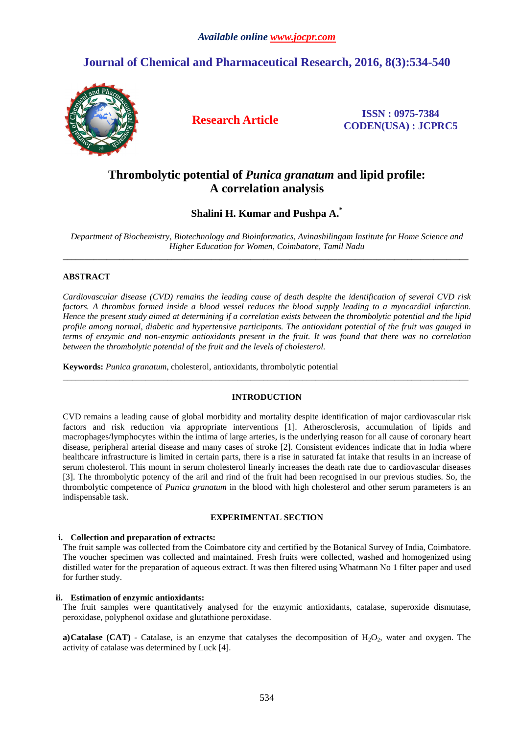# Thrombolytic potential of *Punica granatum* and lipid profile: A correlation analysis

**Shalini H. Kumar and Pushpa A.***

*Department of Biochemistry, Biotechnology and Bioinformatics, Avinashilingam Institute for Home Science and Higher Education for Women, Coimbatore, Tamil Nadu*

---

## ABSTRACT

*Cardiovascular disease (CVD) remains the leading cause of death despite the identification of several CVD risk factors. A thrombus formed inside a blood vessel reduces the blood supply leading to a myocardial infarction. Hence the present study aimed at determining if a correlation exists between the thrombolytic potential and the lipid profile among normal, diabetic and hypertensive participants. The antioxidant potential of the fruit was gauged in terms of enzymic and non-enzymic antioxidants present in the fruit. It was found that there was no correlation between the thrombolytic potential of the fruit and the levels of cholesterol.*

**Keywords:** *Punica granatum*, cholesterol, antioxidants, thrombolytic potential

---

## INTRODUCTION

CVD remains a leading cause of global morbidity and mortality despite identification of major cardiovascular risk factors and risk reduction via appropriate interventions [1]. Atherosclerosis, accumulation of lipids and macrophages/lymphocytes within the intima of large arteries, is the underlying reason for all cause of coronary heart disease, peripheral arterial disease and many cases of stroke [2]. Consistent evidences indicate that in India where healthcare infrastructure is limited in certain parts, there is a rise in saturated fat intake that results in an increase of serum cholesterol. This mount in serum cholesterol linearly increases the death rate due to cardiovascular diseases [3]. The thrombolytic potency of the aril and rind of the fruit had been recognised in our previous studies. So, the thrombolytic competence of *Punica granatum* in the blood with high cholesterol and other serum parameters is an indispensable task.

## EXPERIMENTAL SECTION

### i. Collection and preparation of extracts:

The fruit sample was collected from the Coimbatore city and certified by the Botanical Survey of India, Coimbatore. The voucher specimen was collected and maintained. Fresh fruits were collected, washed and homogenized using distilled water for the preparation of aqueous extract. It was then filtered using Whatmann No 1 filter paper and used for further study.

### ii. Estimation of enzymic antioxidants:

The fruit samples were quantitatively analysed for the enzymic antioxidants, catalase, superoxide dismutase, peroxidase, polyphenol oxidase and glutathione peroxidase.

**a) Catalase (CAT)** - Catalase, is an enzyme that catalyses the decomposition of $H_2O_2$, water and oxygen. The activity of catalase was determined by Luck [4].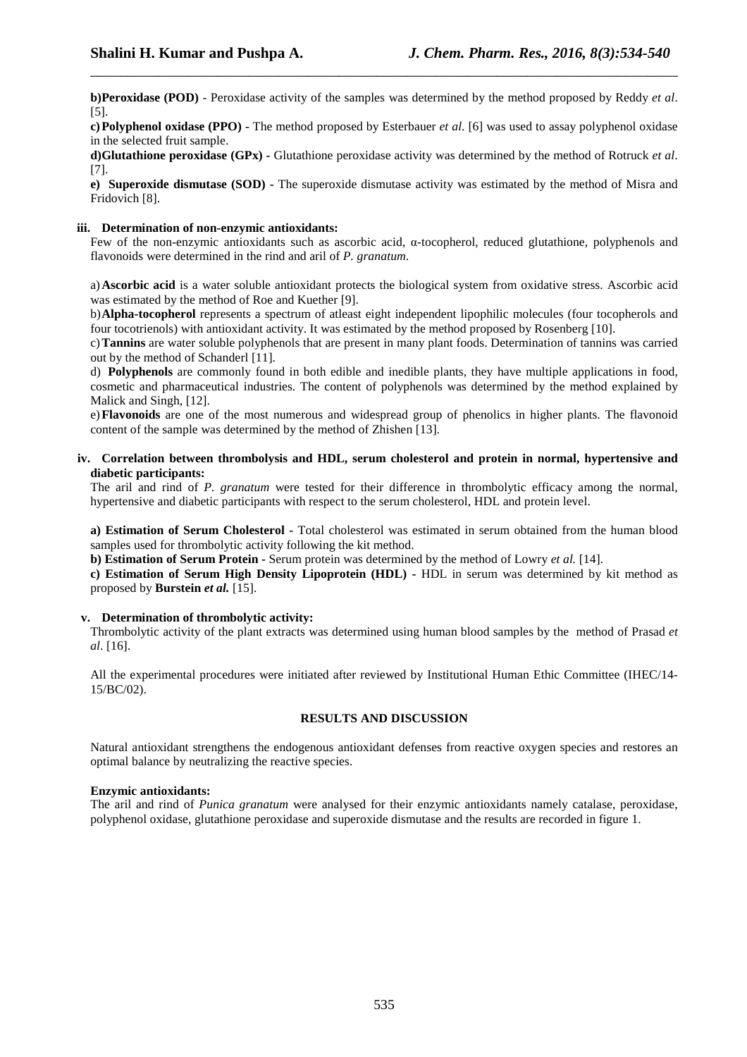**b)Peroxidase (POD)** - Peroxidase activity of the samples was determined by the method proposed by Reddy *et al*. [5].

**c)Polyphenol oxidase (PPO) -** The method proposed by Esterbauer *et al*. [6] was used to assay polyphenol oxidase in the selected fruit sample.

**d)Glutathione peroxidase (GPx) -** Glutathione peroxidase activity was determined by the method of Rotruck *et al*. [7].

**e) Superoxide dismutase (SOD) -** The superoxide dismutase activity was estimated by the method of Misra and Fridovich [8].

### iii. Determination of non-enzymic antioxidants:

Few of the non-enzymic antioxidants such as ascorbic acid, α-tocopherol, reduced glutathione, polyphenols and flavonoids were determined in the rind and aril of *P. granatum*.

a) **Ascorbic acid** is a water soluble antioxidant protects the biological system from oxidative stress. Ascorbic acid was estimated by the method of Roe and Kuether [9].

b) **Alpha-tocopherol** represents a spectrum of atleast eight independent lipophilic molecules (four tocopherols and four tocotrienols) with antioxidant activity. It was estimated by the method proposed by Rosenberg [10].

c) **Tannins** are water soluble polyphenols that are present in many plant foods. Determination of tannins was carried out by the method of Schanderl [11].

d) **Polyphenols** are commonly found in both edible and inedible plants, they have multiple applications in food, cosmetic and pharmaceutical industries. The content of polyphenols was determined by the method explained by Malick and Singh, [12].

e) **Flavonoids** are one of the most numerous and widespread group of phenolics in higher plants. The flavonoid content of the sample was determined by the method of Zhishen [13].

### iv. Correlation between thrombolysis and HDL, serum cholesterol and protein in normal, hypertensive and diabetic participants:

The aril and rind of *P. granatum* were tested for their difference in thrombolytic efficacy among the normal, hypertensive and diabetic participants with respect to the serum cholesterol, HDL and protein level.

**a) Estimation of Serum Cholesterol -** Total cholesterol was estimated in serum obtained from the human blood samples used for thrombolytic activity following the kit method.

**b) Estimation of Serum Protein -** Serum protein was determined by the method of Lowry *et al.* [14].

**c) Estimation of Serum High Density Lipoprotein (HDL) -** HDL in serum was determined by kit method as proposed by **Burstein *et al.*** [15].

### v. Determination of thrombolytic activity:

Thrombolytic activity of the plant extracts was determined using human blood samples by the method of Prasad *et al*. [16].

All the experimental procedures were initiated after reviewed by Institutional Human Ethic Committee (IHEC/14-15/BC/02).

## RESULTS AND DISCUSSION

Natural antioxidant strengthens the endogenous antioxidant defenses from reactive oxygen species and restores an optimal balance by neutralizing the reactive species.

**Enzymic antioxidants:**

The aril and rind of *Punica granatum* were analysed for their enzymic antioxidants namely catalase, peroxidase, polyphenol oxidase, glutathione peroxidase and superoxide dismutase and the results are recorded in figure 1.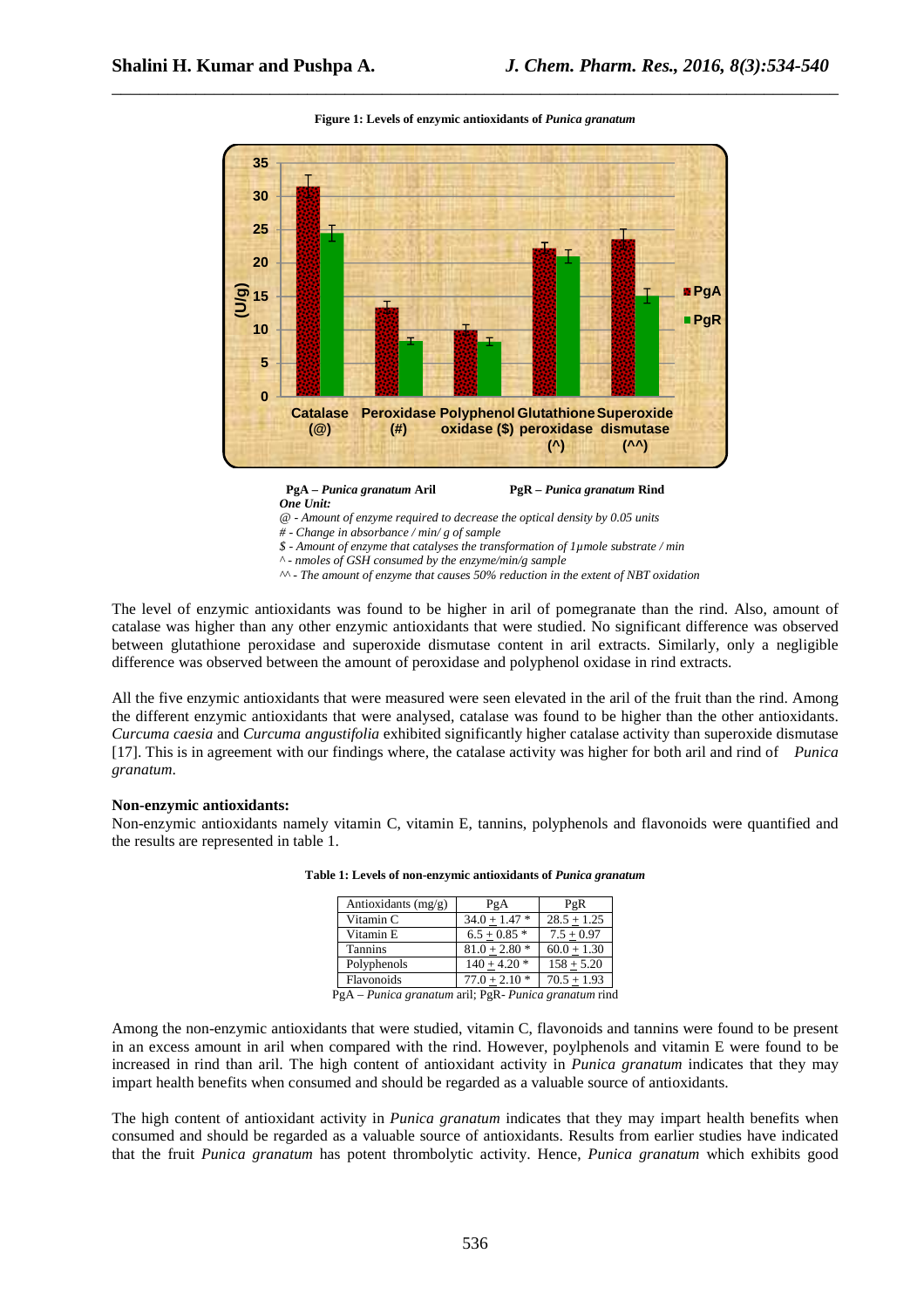**Figure 1: Levels of enzymic antioxidants of *Punica granatum***

**PgA – *Punica granatum* Aril** **PgR – *Punica granatum* Rind**

***One Unit:***

*@ - Amount of enzyme required to decrease the optical density by 0.05 units*

*# - Change in absorbance / min/ g of sample*

*$ - Amount of enzyme that catalyses the transformation of 1µmole substrate / min*

*^ - nmoles of GSH consumed by the enzyme/min/g sample*

*^^ - The amount of enzyme that causes 50% reduction in the extent of NBT oxidation*

The level of enzymic antioxidants was found to be higher in aril of pomegranate than the rind. Also, amount of catalase was higher than any other enzymic antioxidants that were studied. No significant difference was observed between glutathione peroxidase and superoxide dismutase content in aril extracts. Similarly, only a negligible difference was observed between the amount of peroxidase and polyphenol oxidase in rind extracts.

All the five enzymic antioxidants that were measured were seen elevated in the aril of the fruit than the rind. Among the different enzymic antioxidants that were analysed, catalase was found to be higher than the other antioxidants. *Curcuma caesia* and *Curcuma angustifolia* exhibited significantly higher catalase activity than superoxide dismutase [17]. This is in agreement with our findings where, the catalase activity was higher for both aril and rind of *Punica granatum*.

**Non-enzymic antioxidants:**

Non-enzymic antioxidants namely vitamin C, vitamin E, tannins, polyphenols and flavonoids were quantified and the results are represented in table 1.

**Table 1: Levels of non-enzymic antioxidants of *Punica granatum***

| Antioxidants (mg/g) | PgA | PgR |
|---|---|---|
| Vitamin C | 34.0 ± 1.47 * | 28.5 ± 1.25 |
| Vitamin E | 6.5 ± 0.85 * | 7.5 ± 0.97 |
| Tannins | 81.0 ± 2.80 * | 60.0 ± 1.30 |
| Polyphenols | 140 ± 4.20 * | 158 ± 5.20 |
| Flavonoids | 77.0 ± 2.10 * | 70.5 ± 1.93 |

PgA – *Punica granatum* aril; PgR- *Punica granatum* rind

Among the non-enzymic antioxidants that were studied, vitamin C, flavonoids and tannins were found to be present in an excess amount in aril when compared with the rind. However, poylphenols and vitamin E were found to be increased in rind than aril. The high content of antioxidant activity in *Punica granatum* indicates that they may impart health benefits when consumed and should be regarded as a valuable source of antioxidants.

The high content of antioxidant activity in *Punica granatum* indicates that they may impart health benefits when consumed and should be regarded as a valuable source of antioxidants. Results from earlier studies have indicated that the fruit *Punica granatum* has potent thrombolytic activity. Hence, *Punica granatum* which exhibits good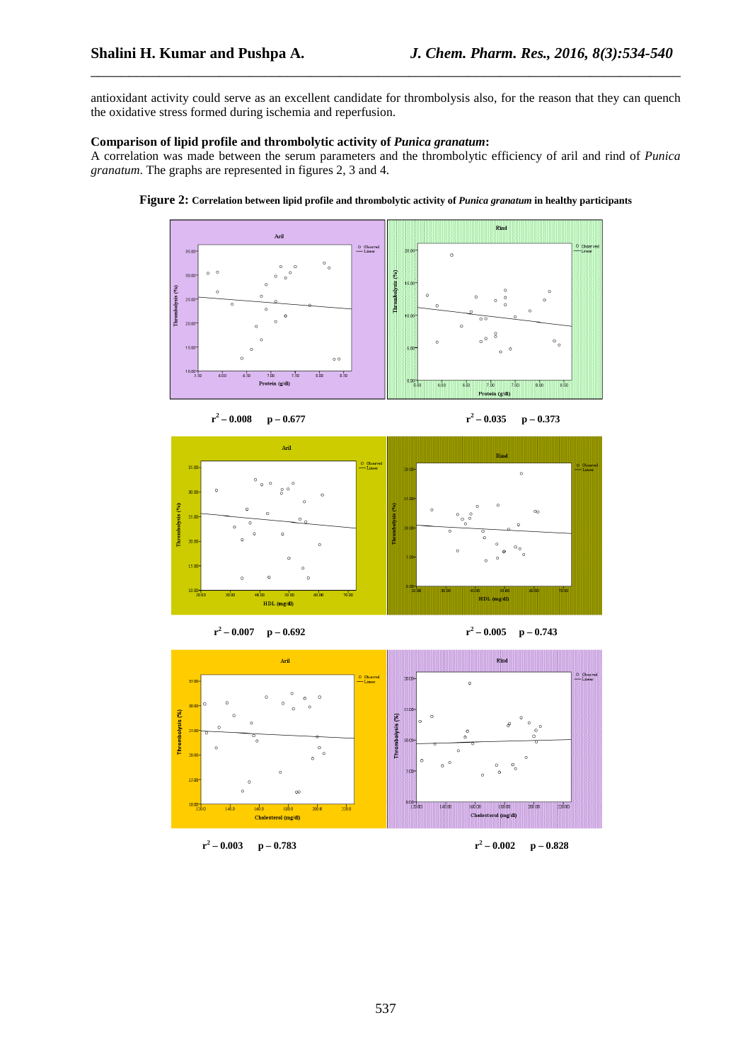antioxidant activity could serve as an excellent candidate for thrombolysis also, for the reason that they can quench the oxidative stress formed during ischemia and reperfusion.

**Comparison of lipid profile and thrombolytic activity of *Punica granatum*:**

A correlation was made between the serum parameters and the thrombolytic efficiency of aril and rind of *Punica granatum*. The graphs are represented in figures 2, 3 and 4.

**Figure 2:** **Correlation between lipid profile and thrombolytic activity of *Punica granatum* in healthy participants**

Aril (Protein): $r^2$ – 0.008 p – 0.677

Rind (Protein): $r^2$ – 0.035 p – 0.373

Aril (HDL): $r^2$ – 0.007 p – 0.692

Rind (HDL): $r^2$ – 0.005 p – 0.743

Aril (Cholesterol): $r^2$ – 0.003 p – 0.783

Rind (Cholesterol): $r^2$ – 0.002 p – 0.828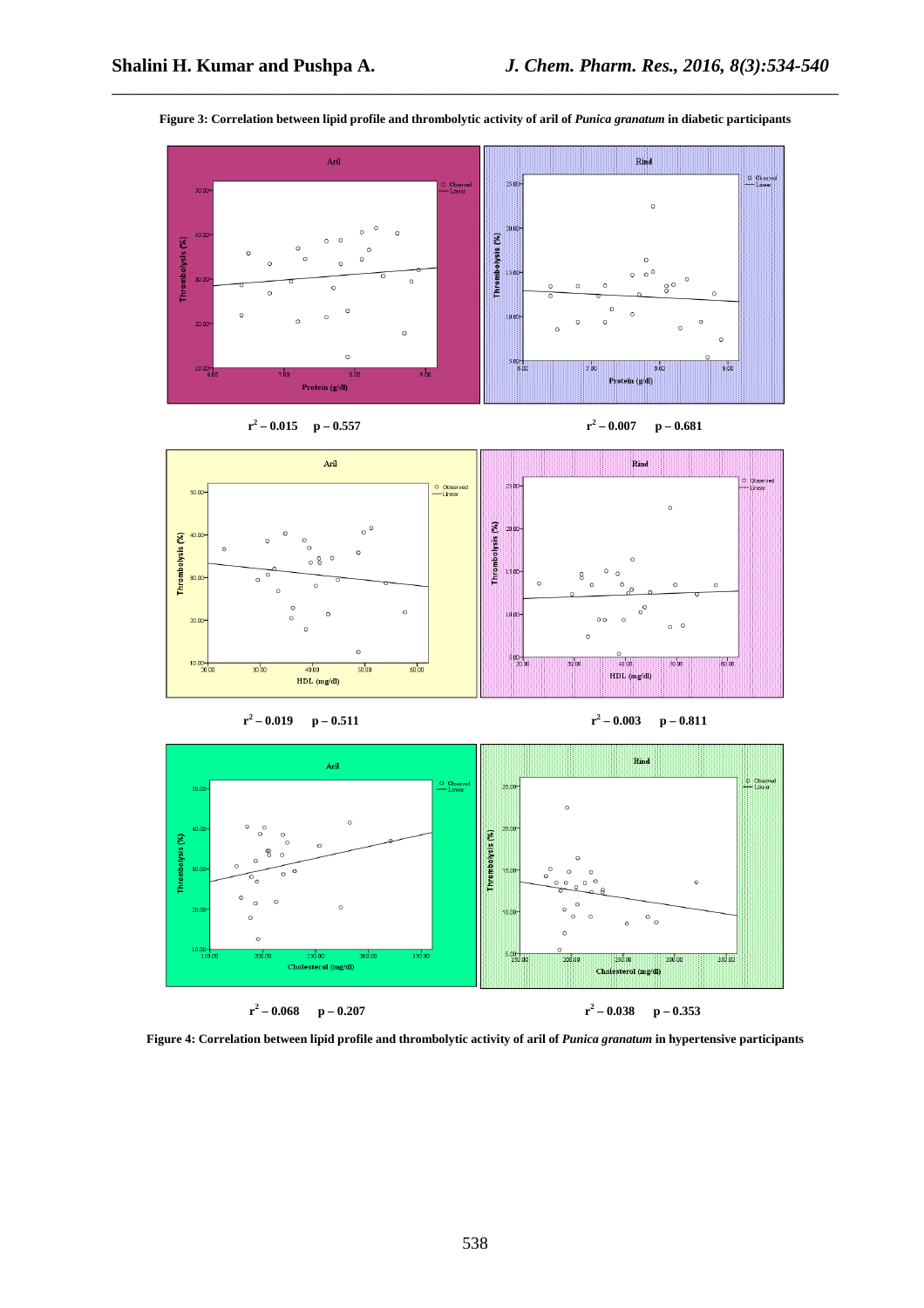**Figure 3: Correlation between lipid profile and thrombolytic activity of aril of *Punica granatum* in diabetic participants**

$r^2$ – 0.015 p – 0.557

$r^2$ – 0.007 p – 0.681

$r^2$ – 0.019 p – 0.511

$r^2$ – 0.003 p – 0.811

$r^2$ – 0.068 p – 0.207

$r^2$ – 0.038 p – 0.353

**Figure 4: Correlation between lipid profile and thrombolytic activity of aril of *Punica granatum* in hypertensive participants**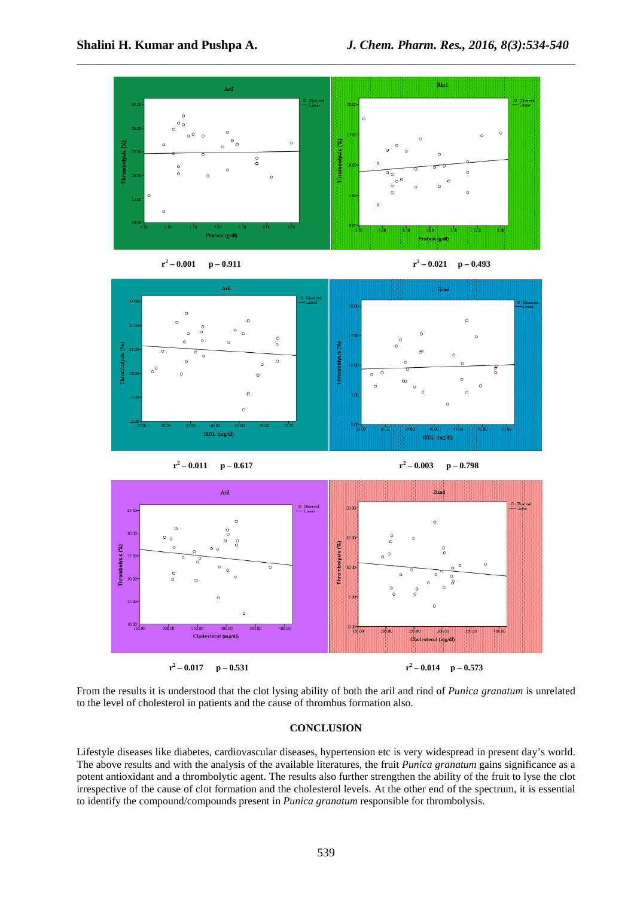$r^2 – 0.001$  $p – 0.911$

$r^2 – 0.021$  $p – 0.493$

$r^2 – 0.011$  $p – 0.617$

$r^2 – 0.003$  $p – 0.798$

$r^2 – 0.017$  $p – 0.531$

$r^2 – 0.014$  $p – 0.573$

From the results it is understood that the clot lysing ability of both the aril and rind of *Punica granatum* is unrelated to the level of cholesterol in patients and the cause of thrombus formation also.

## CONCLUSION

Lifestyle diseases like diabetes, cardiovascular diseases, hypertension etc is very widespread in present day's world. The above results and with the analysis of the available literatures, the fruit *Punica granatum* gains significance as a potent antioxidant and a thrombolytic agent. The results also further strengthen the ability of the fruit to lyse the clot irrespective of the cause of clot formation and the cholesterol levels. At the other end of the spectrum, it is essential to identify the compound/compounds present in *Punica granatum* responsible for thrombolysis.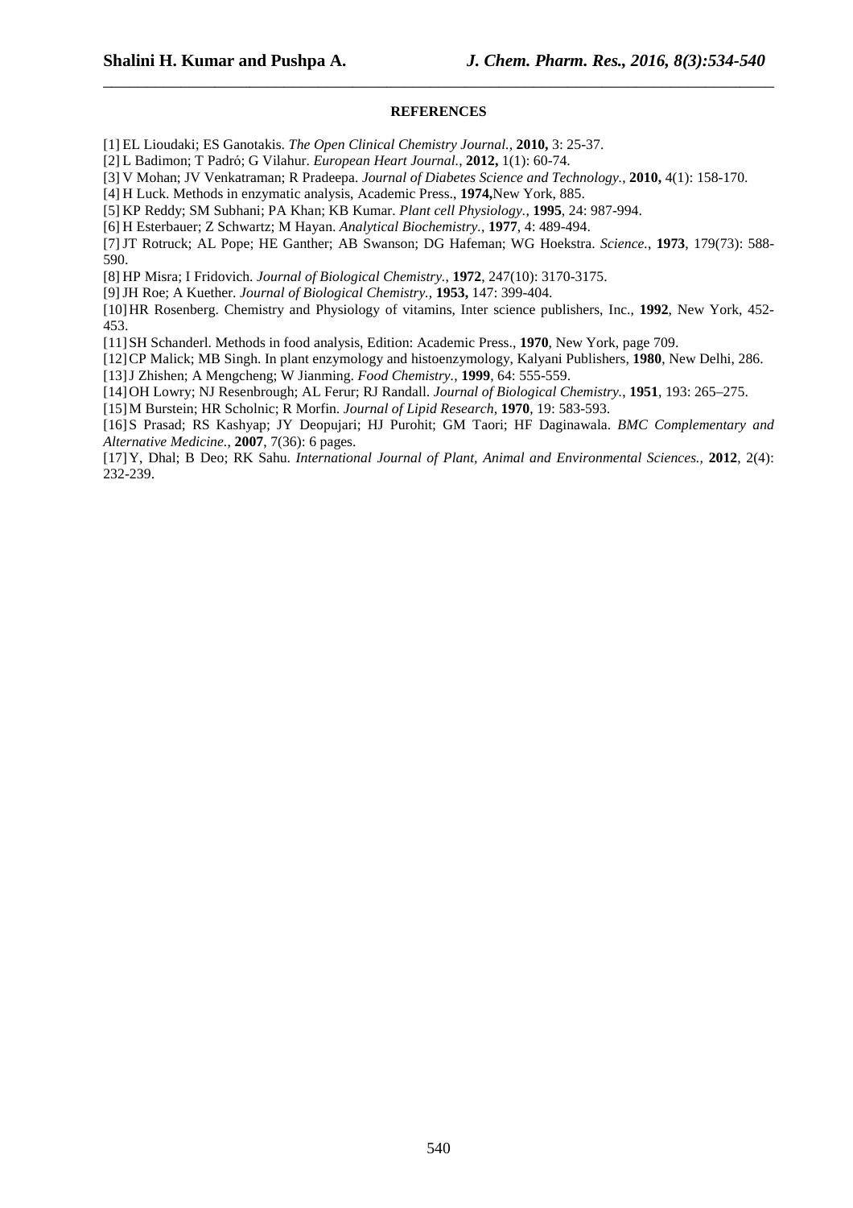## REFERENCES

[1] EL Lioudaki; ES Ganotakis. *The Open Clinical Chemistry Journal.*, **2010,** 3: 25-37.

[2] L Badimon; T Padró; G Vilahur. *European Heart Journal.*, **2012,** 1(1): 60-74.

[3] V Mohan; JV Venkatraman; R Pradeepa. *Journal of Diabetes Science and Technology.*, **2010,** 4(1): 158-170.

[4] H Luck. Methods in enzymatic analysis, Academic Press., **1974,**New York, 885.

[5] KP Reddy; SM Subhani; PA Khan; KB Kumar. *Plant cell Physiology.*, **1995**, 24: 987-994.

[6] H Esterbauer; Z Schwartz; M Hayan. *Analytical Biochemistry.*, **1977**, 4: 489-494.

[7] JT Rotruck; AL Pope; HE Ganther; AB Swanson; DG Hafeman; WG Hoekstra. *Science.*, **1973**, 179(73): 588-590.

[8] HP Misra; I Fridovich. *Journal of Biological Chemistry.*, **1972**, 247(10): 3170-3175.

[9] JH Roe; A Kuether. *Journal of Biological Chemistry.*, **1953,** 147: 399-404.

[10] HR Rosenberg. Chemistry and Physiology of vitamins, Inter science publishers, Inc., **1992**, New York, 452-453.

[11] SH Schanderl. Methods in food analysis, Edition: Academic Press., **1970**, New York, page 709.

[12] CP Malick; MB Singh. In plant enzymology and histoenzymology, Kalyani Publishers, **1980**, New Delhi, 286.

[13] J Zhishen; A Mengcheng; W Jianming. *Food Chemistry.*, **1999**, 64: 555-559.

[14] OH Lowry; NJ Resenbrough; AL Ferur; RJ Randall. *Journal of Biological Chemistry.*, **1951**, 193: 265–275.

[15] M Burstein; HR Scholnic; R Morfin. *Journal of Lipid Research*, **1970**, 19: 583-593.

[16] S Prasad; RS Kashyap; JY Deopujari; HJ Purohit; GM Taori; HF Daginawala. *BMC Complementary and Alternative Medicine.*, **2007**, 7(36): 6 pages.

[17] Y, Dhal; B Deo; RK Sahu. *International Journal of Plant, Animal and Environmental Sciences.*, **2012**, 2(4): 232-239.